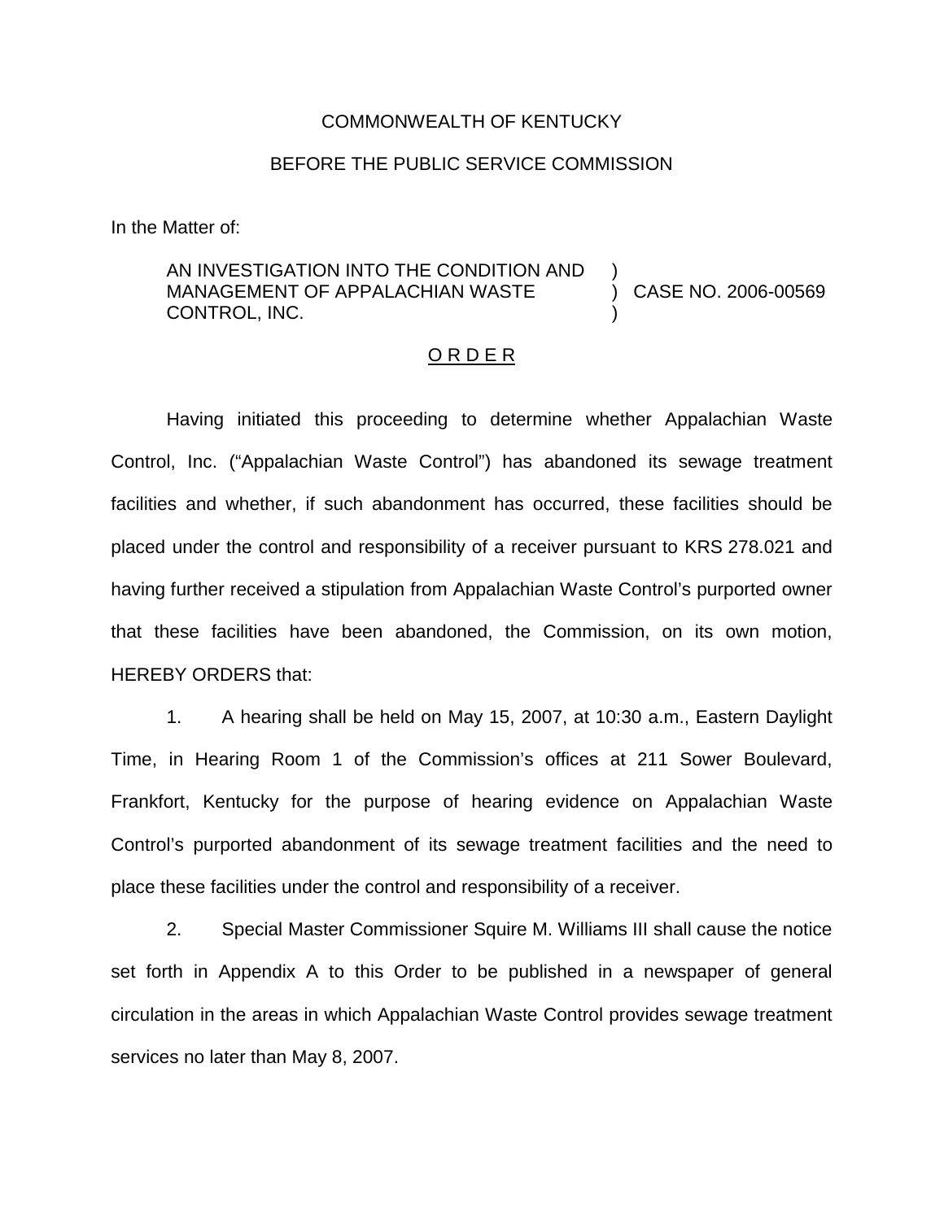COMMONWEALTH OF KENTUCKY

BEFORE THE PUBLIC SERVICE COMMISSION

In the Matter of:

AN INVESTIGATION INTO THE CONDITION AND MANAGEMENT OF APPALACHIAN WASTE CONTROL, INC. ) CASE NO. 2006-00569

O R D E R

Having initiated this proceeding to determine whether Appalachian Waste Control, Inc. ("Appalachian Waste Control") has abandoned its sewage treatment facilities and whether, if such abandonment has occurred, these facilities should be placed under the control and responsibility of a receiver pursuant to KRS 278.021 and having further received a stipulation from Appalachian Waste Control's purported owner that these facilities have been abandoned, the Commission, on its own motion, HEREBY ORDERS that:

1. A hearing shall be held on May 15, 2007, at 10:30 a.m., Eastern Daylight Time, in Hearing Room 1 of the Commission's offices at 211 Sower Boulevard, Frankfort, Kentucky for the purpose of hearing evidence on Appalachian Waste Control's purported abandonment of its sewage treatment facilities and the need to place these facilities under the control and responsibility of a receiver.

2. Special Master Commissioner Squire M. Williams III shall cause the notice set forth in Appendix A to this Order to be published in a newspaper of general circulation in the areas in which Appalachian Waste Control provides sewage treatment services no later than May 8, 2007.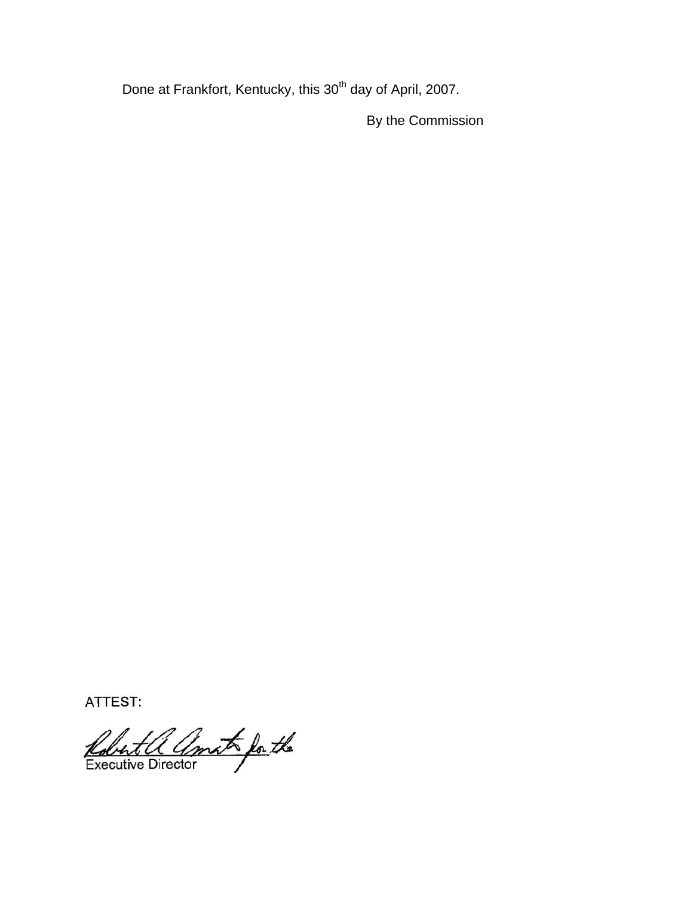Done at Frankfort, Kentucky, this 30th day of April, 2007.

By the Commission

ATTEST:

Robert A. Amato for the
Executive Director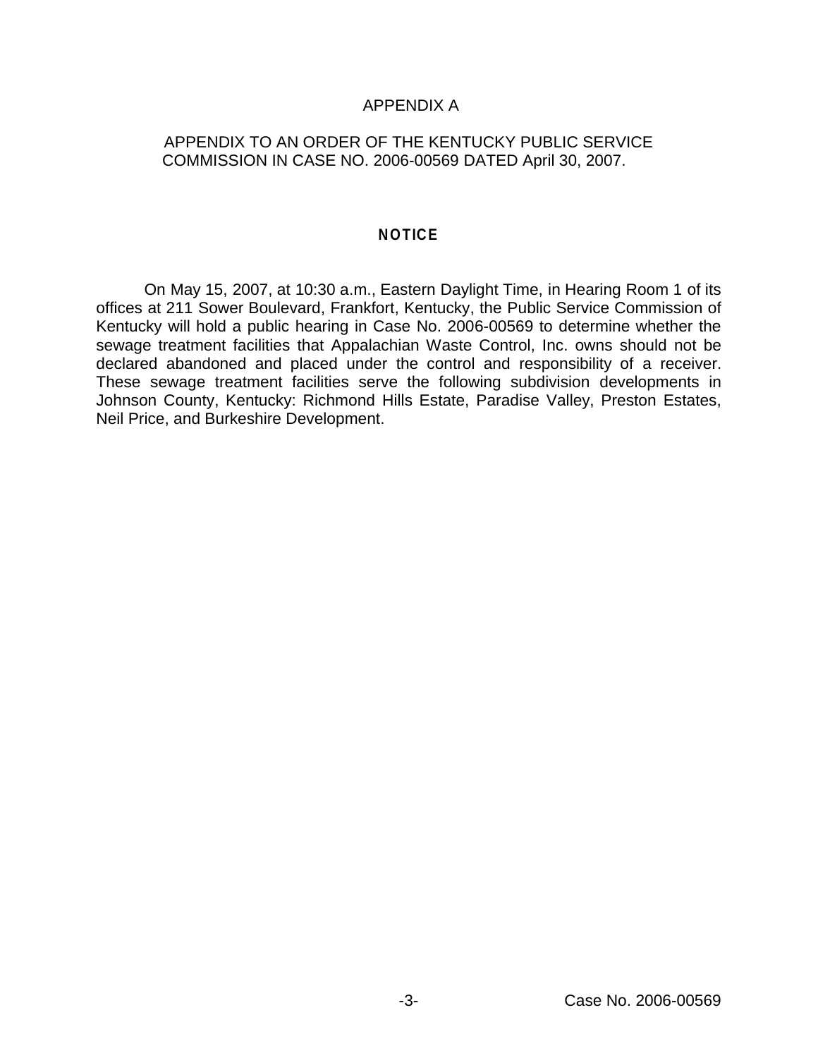# APPENDIX A

APPENDIX TO AN ORDER OF THE KENTUCKY PUBLIC SERVICE COMMISSION IN CASE NO. 2006-00569 DATED April 30, 2007.

## NOTICE

On May 15, 2007, at 10:30 a.m., Eastern Daylight Time, in Hearing Room 1 of its offices at 211 Sower Boulevard, Frankfort, Kentucky, the Public Service Commission of Kentucky will hold a public hearing in Case No. 2006-00569 to determine whether the sewage treatment facilities that Appalachian Waste Control, Inc. owns should not be declared abandoned and placed under the control and responsibility of a receiver. These sewage treatment facilities serve the following subdivision developments in Johnson County, Kentucky: Richmond Hills Estate, Paradise Valley, Preston Estates, Neil Price, and Burkeshire Development.